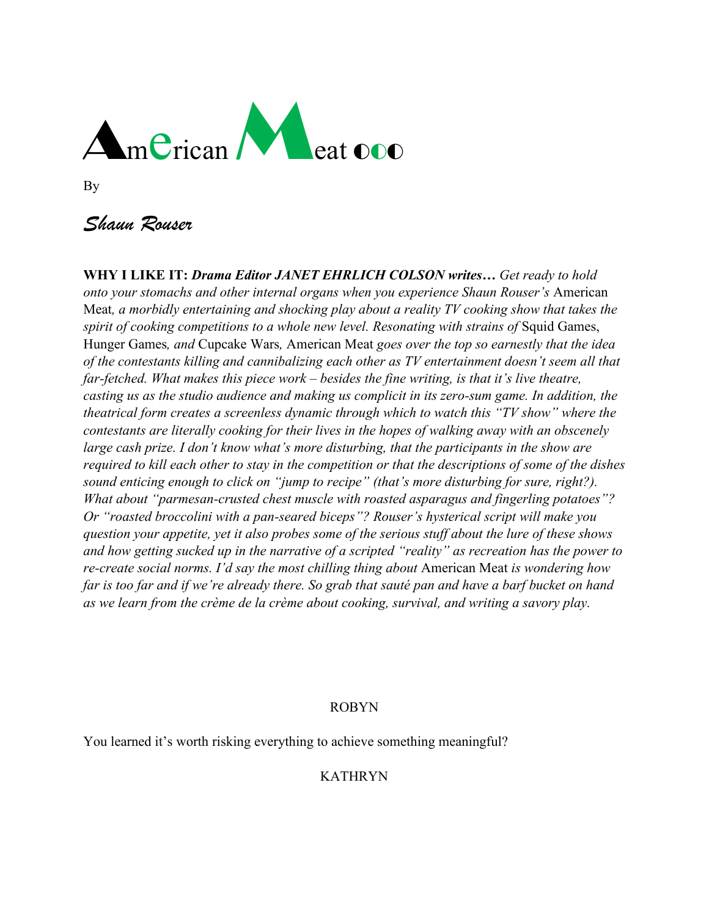# American Meat ◐○◐

By

*Shaun Rouser*

**WHY I LIKE IT:** ***Drama Editor JANET EHRLICH COLSON writes…*** *Get ready to hold onto your stomachs and other internal organs when you experience Shaun Rouser's* American Meat*, a morbidly entertaining and shocking play about a reality TV cooking show that takes the spirit of cooking competitions to a whole new level. Resonating with strains of* Squid Games*,* Hunger Games*, and* Cupcake Wars*,* American Meat *goes over the top so earnestly that the idea of the contestants killing and cannibalizing each other as TV entertainment doesn't seem all that far-fetched. What makes this piece work – besides the fine writing, is that it's live theatre, casting us as the studio audience and making us complicit in its zero-sum game. In addition, the theatrical form creates a screenless dynamic through which to watch this "TV show" where the contestants are literally cooking for their lives in the hopes of walking away with an obscenely large cash prize. I don't know what's more disturbing, that the participants in the show are required to kill each other to stay in the competition or that the descriptions of some of the dishes sound enticing enough to click on "jump to recipe" (that's more disturbing for sure, right?). What about "parmesan-crusted chest muscle with roasted asparagus and fingerling potatoes"? Or "roasted broccolini with a pan-seared biceps"? Rouser's hysterical script will make you question your appetite, yet it also probes some of the serious stuff about the lure of these shows and how getting sucked up in the narrative of a scripted "reality" as recreation has the power to re-create social norms. I'd say the most chilling thing about* American Meat *is wondering how far is too far and if we're already there. So grab that sauté pan and have a barf bucket on hand as we learn from the crème de la crème about cooking, survival, and writing a savory play.*

ROBYN

You learned it's worth risking everything to achieve something meaningful?

KATHRYN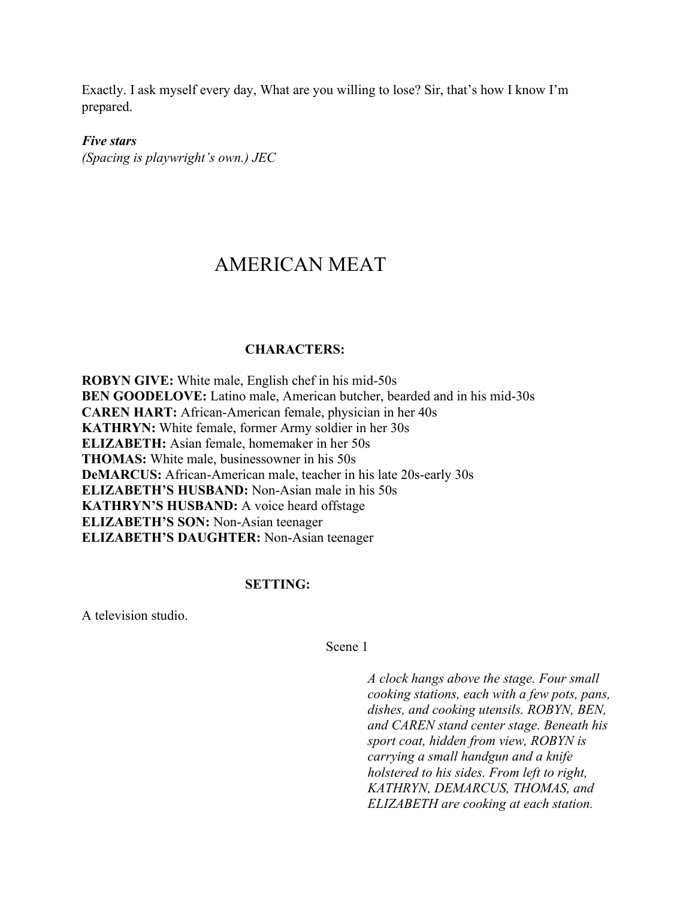Exactly. I ask myself every day, What are you willing to lose? Sir, that's how I know I'm prepared.

***Five stars***
*(Spacing is playwright's own.) JEC*

# AMERICAN MEAT

**CHARACTERS:**

**ROBYN GIVE:** White male, English chef in his mid-50s
**BEN GOODELOVE:** Latino male, American butcher, bearded and in his mid-30s
**CAREN HART:** African-American female, physician in her 40s
**KATHRYN:** White female, former Army soldier in her 30s
**ELIZABETH:** Asian female, homemaker in her 50s
**THOMAS:** White male, businessowner in his 50s
**DeMARCUS:** African-American male, teacher in his late 20s-early 30s
**ELIZABETH'S HUSBAND:** Non-Asian male in his 50s
**KATHRYN'S HUSBAND:** A voice heard offstage
**ELIZABETH'S SON:** Non-Asian teenager
**ELIZABETH'S DAUGHTER:** Non-Asian teenager

**SETTING:**

A television studio.

Scene 1

*A clock hangs above the stage. Four small cooking stations, each with a few pots, pans, dishes, and cooking utensils. ROBYN, BEN, and CAREN stand center stage. Beneath his sport coat, hidden from view, ROBYN is carrying a small handgun and a knife holstered to his sides. From left to right, KATHRYN, DEMARCUS, THOMAS, and ELIZABETH are cooking at each station.*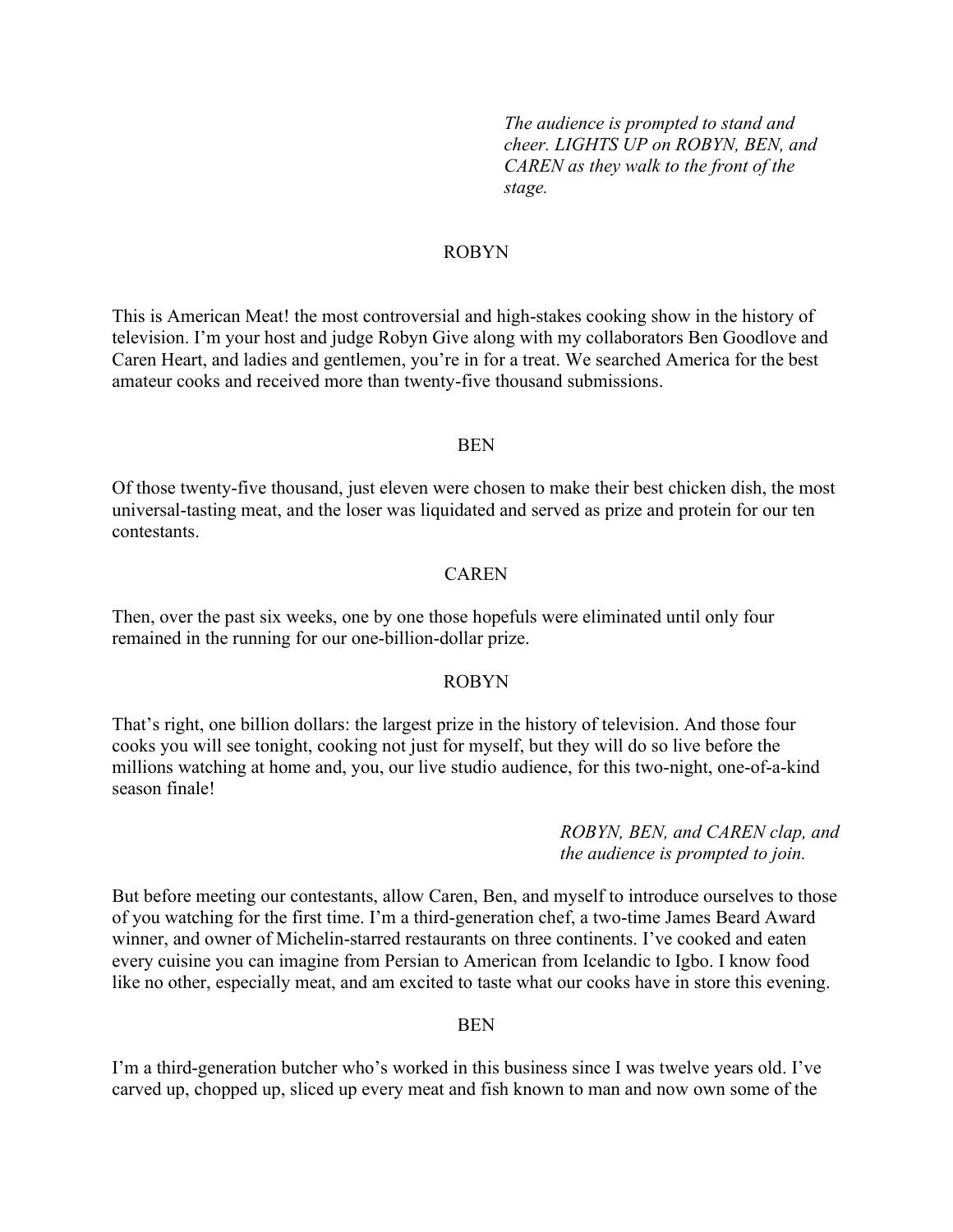*The audience is prompted to stand and cheer. LIGHTS UP on ROBYN, BEN, and CAREN as they walk to the front of the stage.*

ROBYN

This is American Meat! the most controversial and high-stakes cooking show in the history of television. I'm your host and judge Robyn Give along with my collaborators Ben Goodlove and Caren Heart, and ladies and gentlemen, you're in for a treat. We searched America for the best amateur cooks and received more than twenty-five thousand submissions.

BEN

Of those twenty-five thousand, just eleven were chosen to make their best chicken dish, the most universal-tasting meat, and the loser was liquidated and served as prize and protein for our ten contestants.

CAREN

Then, over the past six weeks, one by one those hopefuls were eliminated until only four remained in the running for our one-billion-dollar prize.

ROBYN

That's right, one billion dollars: the largest prize in the history of television. And those four cooks you will see tonight, cooking not just for myself, but they will do so live before the millions watching at home and, you, our live studio audience, for this two-night, one-of-a-kind season finale!

*ROBYN, BEN, and CAREN clap, and the audience is prompted to join.*

But before meeting our contestants, allow Caren, Ben, and myself to introduce ourselves to those of you watching for the first time. I'm a third-generation chef, a two-time James Beard Award winner, and owner of Michelin-starred restaurants on three continents. I've cooked and eaten every cuisine you can imagine from Persian to American from Icelandic to Igbo. I know food like no other, especially meat, and am excited to taste what our cooks have in store this evening.

BEN

I'm a third-generation butcher who's worked in this business since I was twelve years old. I've carved up, chopped up, sliced up every meat and fish known to man and now own some of the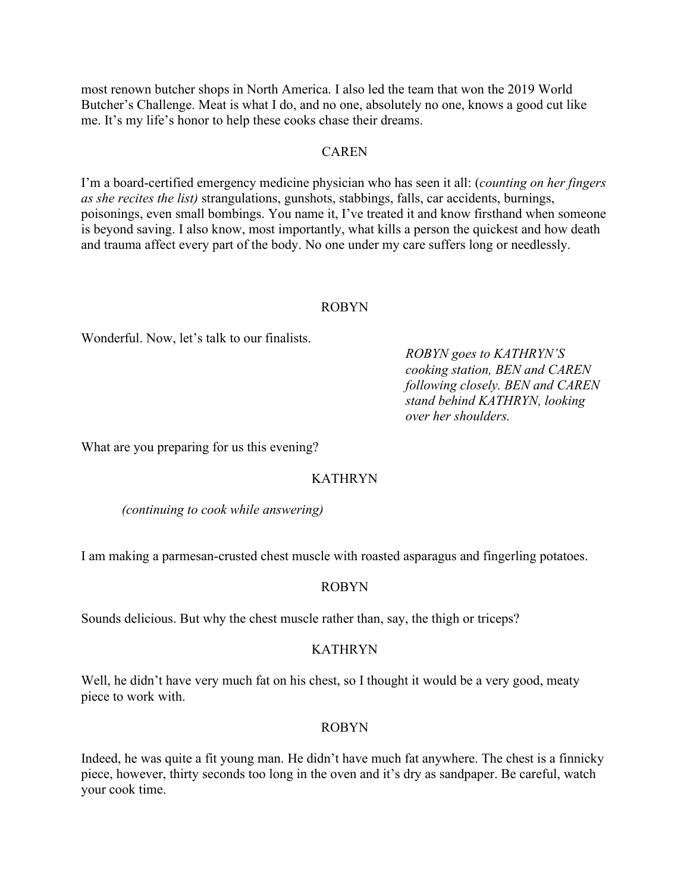most renown butcher shops in North America. I also led the team that won the 2019 World Butcher's Challenge. Meat is what I do, and no one, absolutely no one, knows a good cut like me. It's my life's honor to help these cooks chase their dreams.

CAREN

I'm a board-certified emergency medicine physician who has seen it all: (*counting on her fingers as she recites the list)* strangulations, gunshots, stabbings, falls, car accidents, burnings, poisonings, even small bombings. You name it, I've treated it and know firsthand when someone is beyond saving. I also know, most importantly, what kills a person the quickest and how death and trauma affect every part of the body. No one under my care suffers long or needlessly.

ROBYN

Wonderful. Now, let's talk to our finalists.

*ROBYN goes to KATHRYN'S cooking station, BEN and CAREN following closely. BEN and CAREN stand behind KATHRYN, looking over her shoulders.*

What are you preparing for us this evening?

KATHRYN

*(continuing to cook while answering)*

I am making a parmesan-crusted chest muscle with roasted asparagus and fingerling potatoes.

ROBYN

Sounds delicious. But why the chest muscle rather than, say, the thigh or triceps?

KATHRYN

Well, he didn't have very much fat on his chest, so I thought it would be a very good, meaty piece to work with.

ROBYN

Indeed, he was quite a fit young man. He didn't have much fat anywhere. The chest is a finnicky piece, however, thirty seconds too long in the oven and it's dry as sandpaper. Be careful, watch your cook time.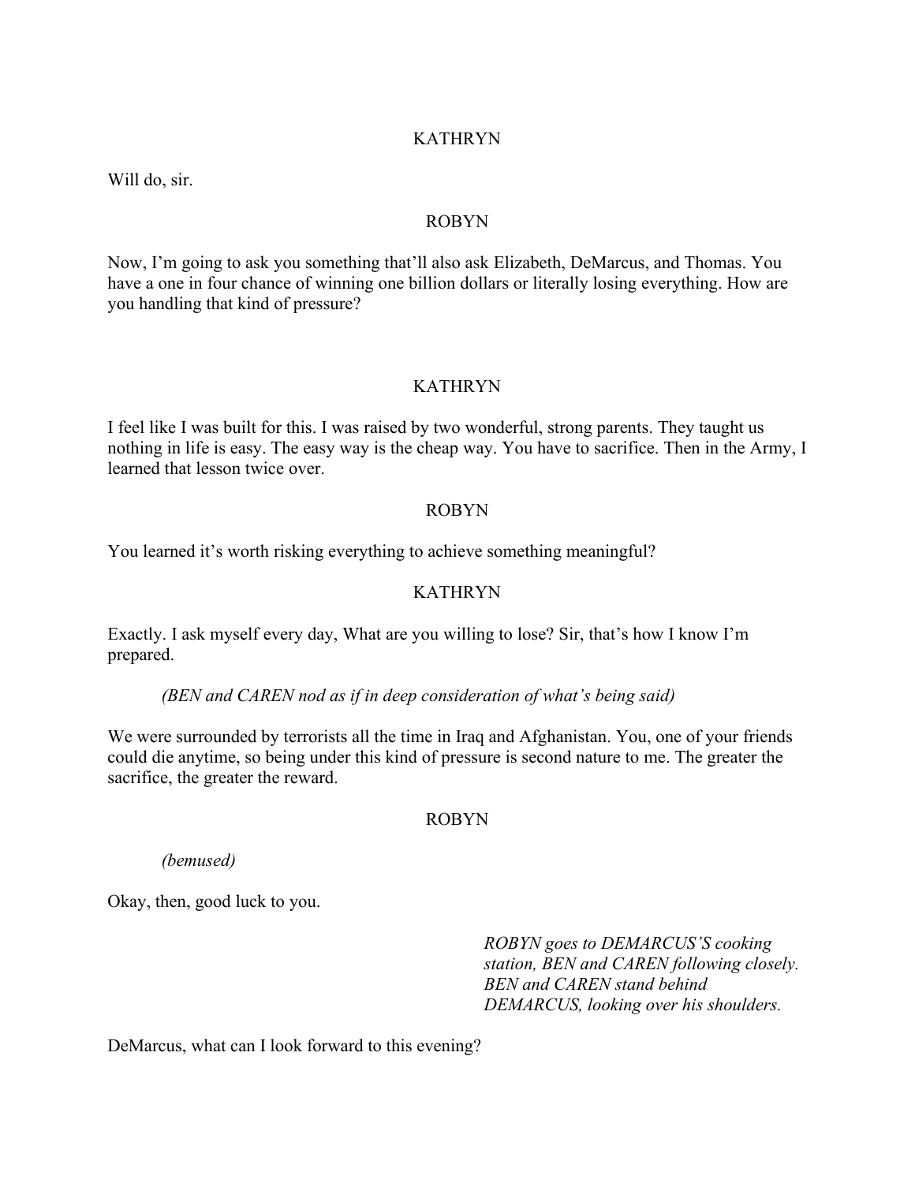KATHRYN

Will do, sir.

ROBYN

Now, I'm going to ask you something that'll also ask Elizabeth, DeMarcus, and Thomas. You have a one in four chance of winning one billion dollars or literally losing everything. How are you handling that kind of pressure?

KATHRYN

I feel like I was built for this. I was raised by two wonderful, strong parents. They taught us nothing in life is easy. The easy way is the cheap way. You have to sacrifice. Then in the Army, I learned that lesson twice over.

ROBYN

You learned it's worth risking everything to achieve something meaningful?

KATHRYN

Exactly. I ask myself every day, What are you willing to lose? Sir, that's how I know I'm prepared.

*(BEN and CAREN nod as if in deep consideration of what's being said)*

We were surrounded by terrorists all the time in Iraq and Afghanistan. You, one of your friends could die anytime, so being under this kind of pressure is second nature to me. The greater the sacrifice, the greater the reward.

ROBYN

*(bemused)*

Okay, then, good luck to you.

*ROBYN goes to DEMARCUS'S cooking station, BEN and CAREN following closely. BEN and CAREN stand behind DEMARCUS, looking over his shoulders.*

DeMarcus, what can I look forward to this evening?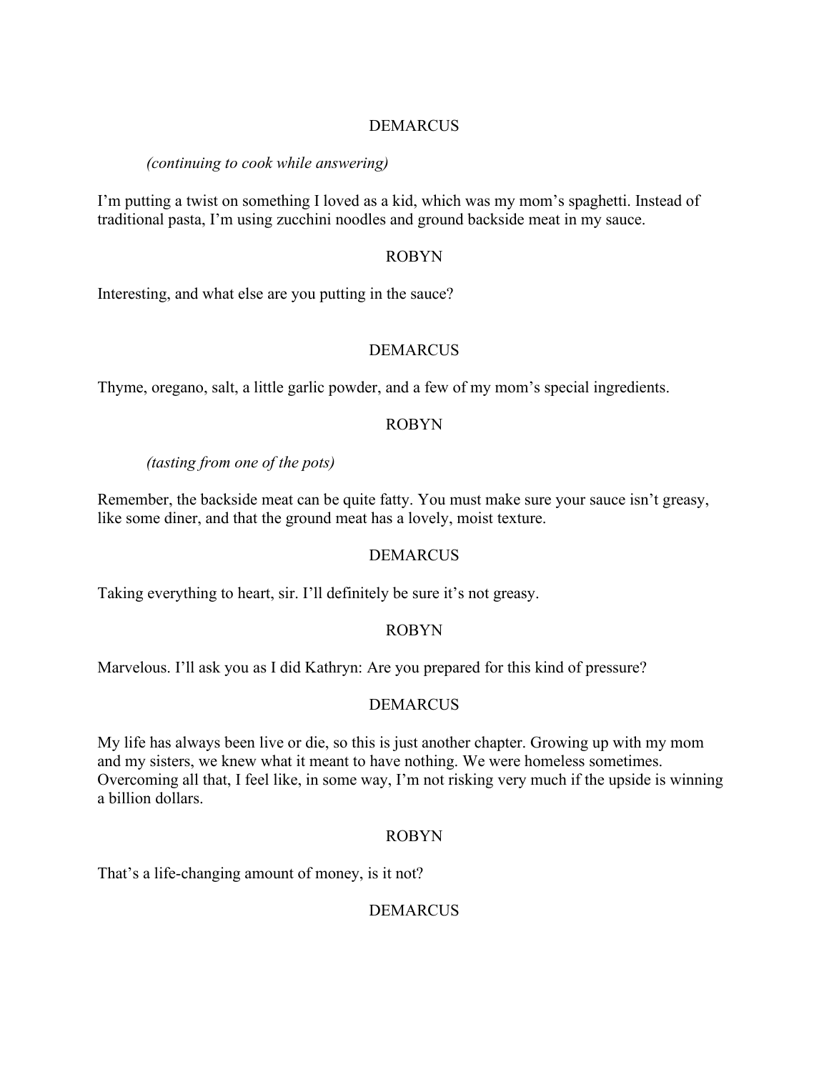DEMARCUS

*(continuing to cook while answering)*

I'm putting a twist on something I loved as a kid, which was my mom's spaghetti. Instead of traditional pasta, I'm using zucchini noodles and ground backside meat in my sauce.

ROBYN

Interesting, and what else are you putting in the sauce?

DEMARCUS

Thyme, oregano, salt, a little garlic powder, and a few of my mom's special ingredients.

ROBYN

*(tasting from one of the pots)*

Remember, the backside meat can be quite fatty. You must make sure your sauce isn't greasy, like some diner, and that the ground meat has a lovely, moist texture.

DEMARCUS

Taking everything to heart, sir. I'll definitely be sure it's not greasy.

ROBYN

Marvelous. I'll ask you as I did Kathryn: Are you prepared for this kind of pressure?

DEMARCUS

My life has always been live or die, so this is just another chapter. Growing up with my mom and my sisters, we knew what it meant to have nothing. We were homeless sometimes. Overcoming all that, I feel like, in some way, I'm not risking very much if the upside is winning a billion dollars.

ROBYN

That's a life-changing amount of money, is it not?

DEMARCUS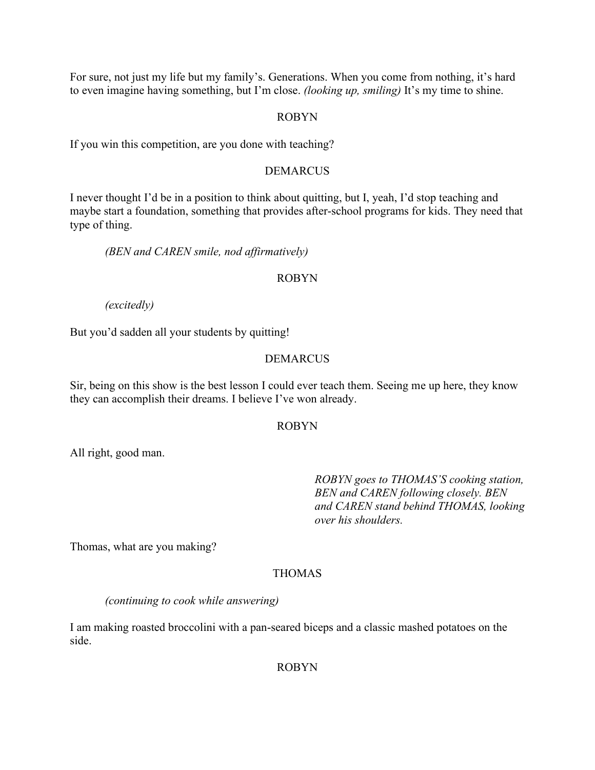For sure, not just my life but my family's. Generations. When you come from nothing, it's hard to even imagine having something, but I'm close. *(looking up, smiling)* It's my time to shine.

ROBYN

If you win this competition, are you done with teaching?

DEMARCUS

I never thought I'd be in a position to think about quitting, but I, yeah, I'd stop teaching and maybe start a foundation, something that provides after-school programs for kids. They need that type of thing.

*(BEN and CAREN smile, nod affirmatively)*

ROBYN

*(excitedly)*

But you'd sadden all your students by quitting!

DEMARCUS

Sir, being on this show is the best lesson I could ever teach them. Seeing me up here, they know they can accomplish their dreams. I believe I've won already.

ROBYN

All right, good man.

*ROBYN goes to THOMAS'S cooking station, BEN and CAREN following closely. BEN and CAREN stand behind THOMAS, looking over his shoulders.*

Thomas, what are you making?

THOMAS

*(continuing to cook while answering)*

I am making roasted broccolini with a pan-seared biceps and a classic mashed potatoes on the side.

ROBYN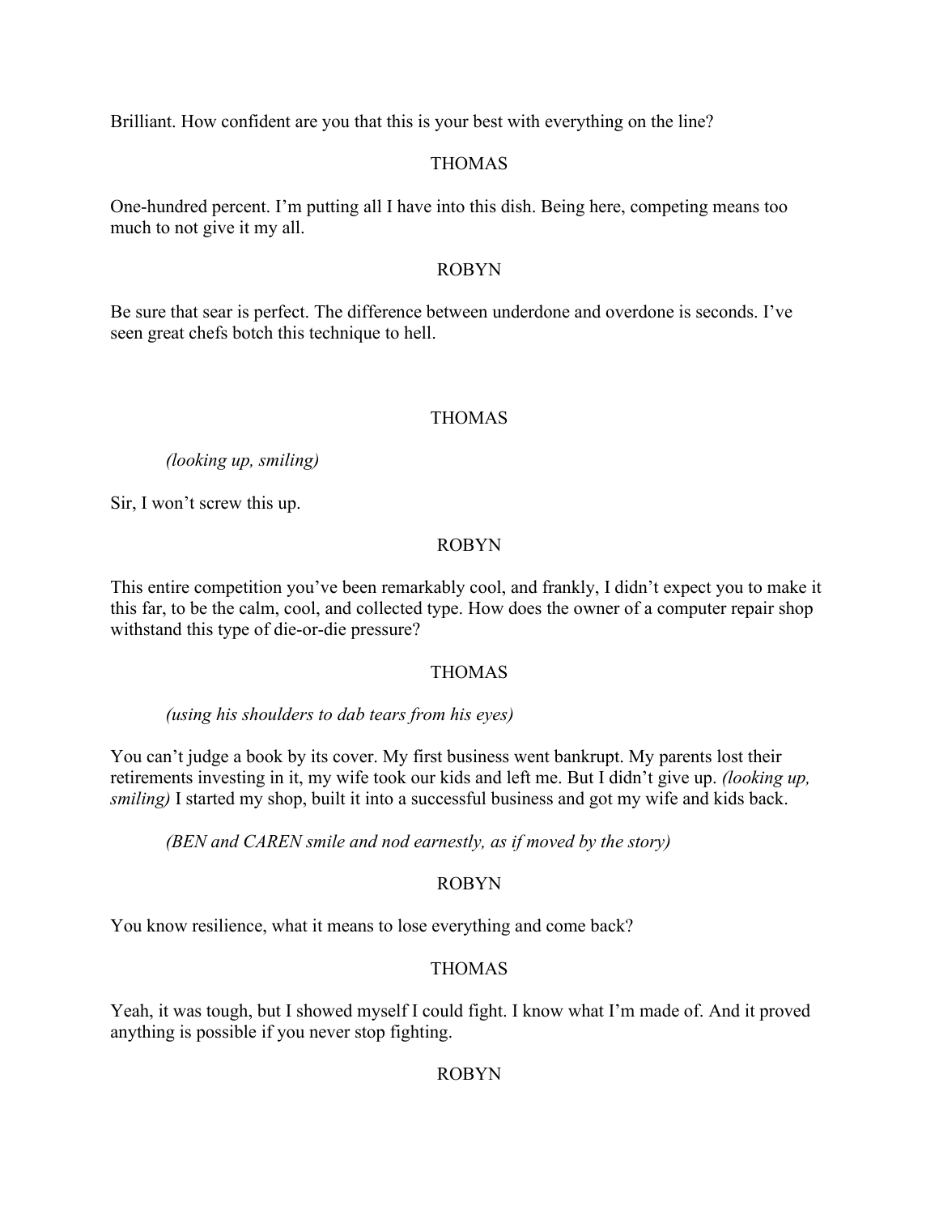Brilliant. How confident are you that this is your best with everything on the line?

THOMAS

One-hundred percent. I'm putting all I have into this dish. Being here, competing means too much to not give it my all.

ROBYN

Be sure that sear is perfect. The difference between underdone and overdone is seconds. I've seen great chefs botch this technique to hell.

THOMAS

*(looking up, smiling)*

Sir, I won't screw this up.

ROBYN

This entire competition you've been remarkably cool, and frankly, I didn't expect you to make it this far, to be the calm, cool, and collected type. How does the owner of a computer repair shop withstand this type of die-or-die pressure?

THOMAS

*(using his shoulders to dab tears from his eyes)*

You can't judge a book by its cover. My first business went bankrupt. My parents lost their retirements investing in it, my wife took our kids and left me. But I didn't give up. *(looking up, smiling)* I started my shop, built it into a successful business and got my wife and kids back.

*(BEN and CAREN smile and nod earnestly, as if moved by the story)*

ROBYN

You know resilience, what it means to lose everything and come back?

THOMAS

Yeah, it was tough, but I showed myself I could fight. I know what I'm made of. And it proved anything is possible if you never stop fighting.

ROBYN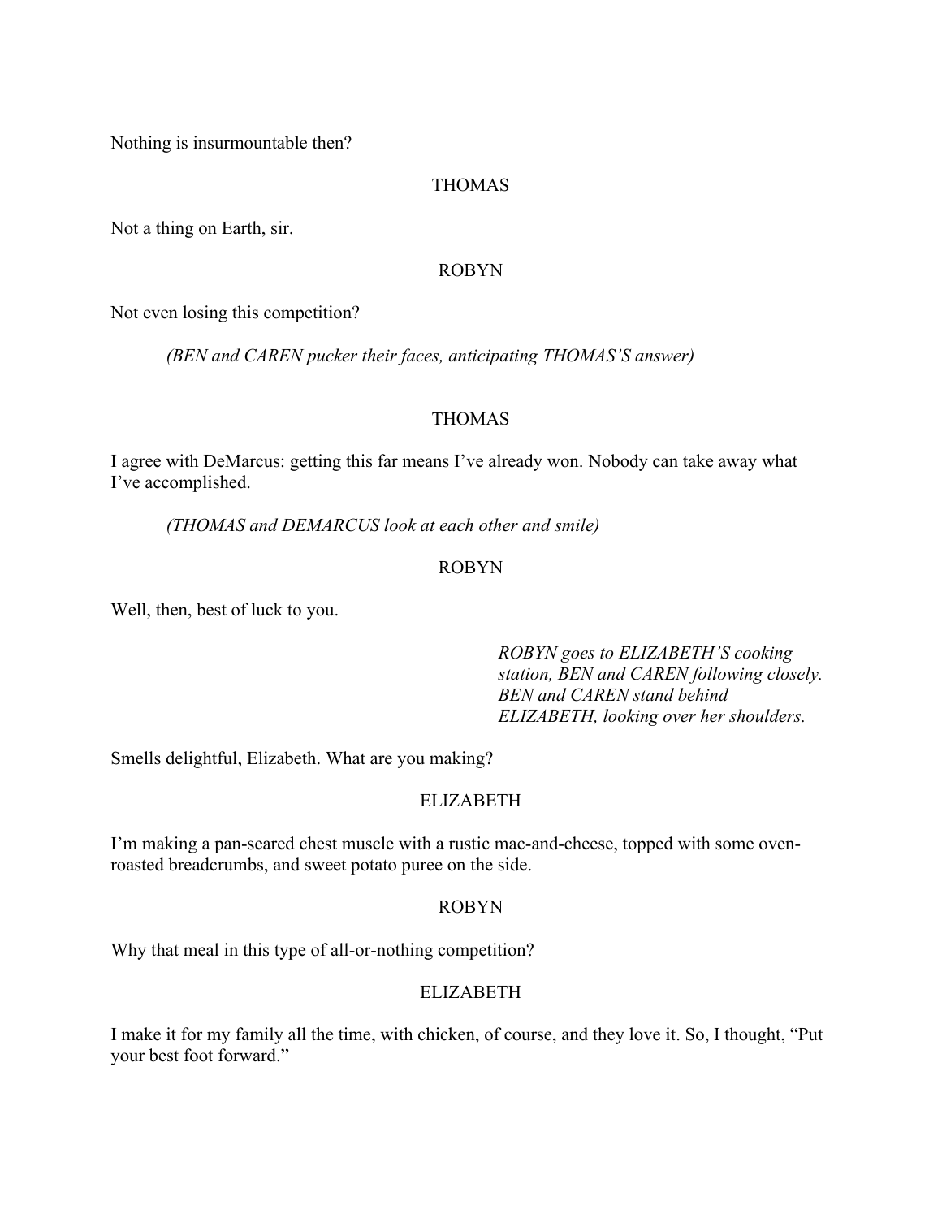Nothing is insurmountable then?

THOMAS

Not a thing on Earth, sir.

ROBYN

Not even losing this competition?

*(BEN and CAREN pucker their faces, anticipating THOMAS'S answer)*

THOMAS

I agree with DeMarcus: getting this far means I've already won. Nobody can take away what I've accomplished.

*(THOMAS and DEMARCUS look at each other and smile)*

ROBYN

Well, then, best of luck to you.

*ROBYN goes to ELIZABETH'S cooking station, BEN and CAREN following closely. BEN and CAREN stand behind ELIZABETH, looking over her shoulders.*

Smells delightful, Elizabeth. What are you making?

ELIZABETH

I'm making a pan-seared chest muscle with a rustic mac-and-cheese, topped with some oven-roasted breadcrumbs, and sweet potato puree on the side.

ROBYN

Why that meal in this type of all-or-nothing competition?

ELIZABETH

I make it for my family all the time, with chicken, of course, and they love it. So, I thought, "Put your best foot forward."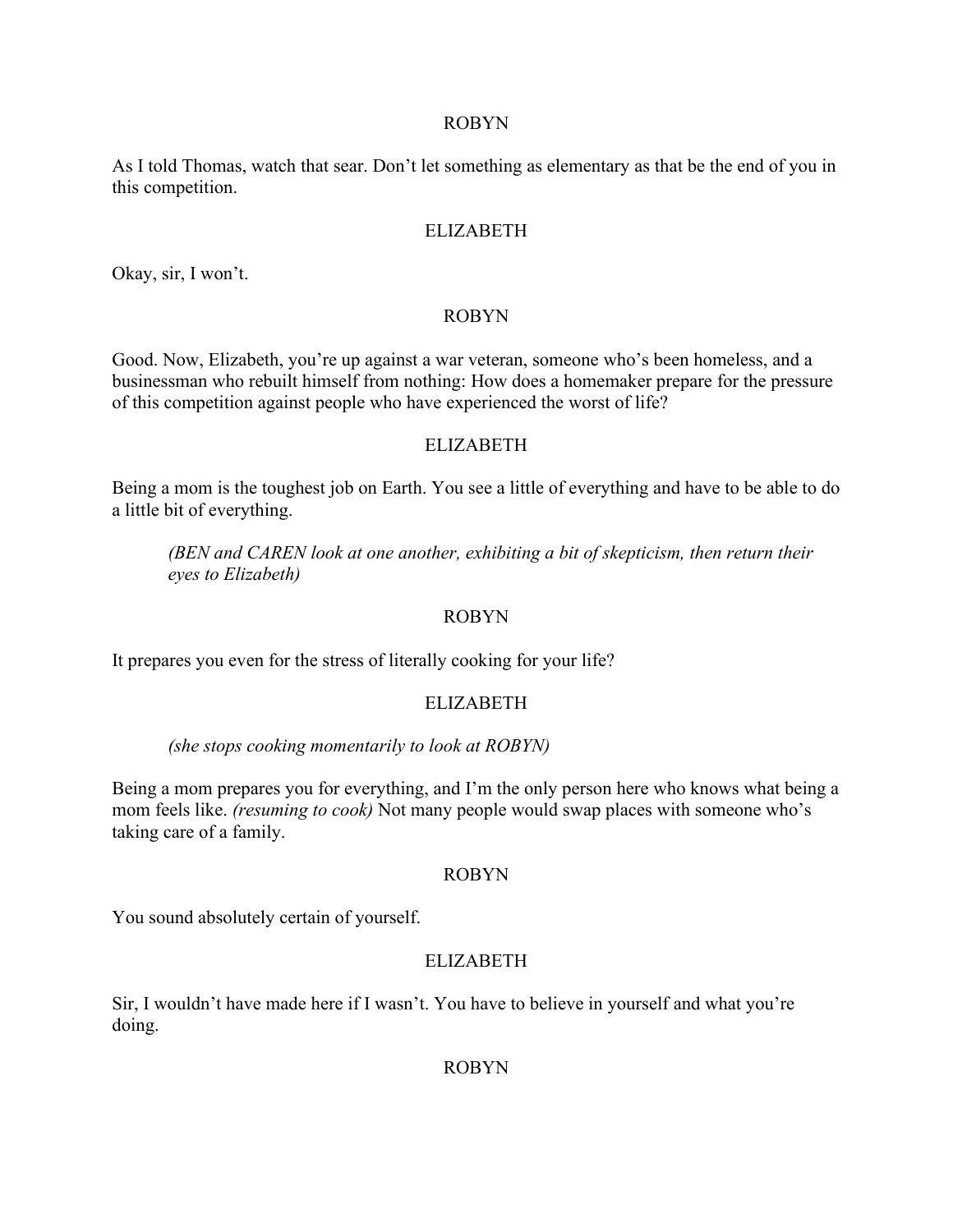ROBYN

As I told Thomas, watch that sear. Don't let something as elementary as that be the end of you in this competition.

ELIZABETH

Okay, sir, I won't.

ROBYN

Good. Now, Elizabeth, you're up against a war veteran, someone who's been homeless, and a businessman who rebuilt himself from nothing: How does a homemaker prepare for the pressure of this competition against people who have experienced the worst of life?

ELIZABETH

Being a mom is the toughest job on Earth. You see a little of everything and have to be able to do a little bit of everything.

> *(BEN and CAREN look at one another, exhibiting a bit of skepticism, then return their eyes to Elizabeth)*

ROBYN

It prepares you even for the stress of literally cooking for your life?

ELIZABETH

> *(she stops cooking momentarily to look at ROBYN)*

Being a mom prepares you for everything, and I'm the only person here who knows what being a mom feels like. *(resuming to cook)* Not many people would swap places with someone who's taking care of a family.

ROBYN

You sound absolutely certain of yourself.

ELIZABETH

Sir, I wouldn't have made here if I wasn't. You have to believe in yourself and what you're doing.

ROBYN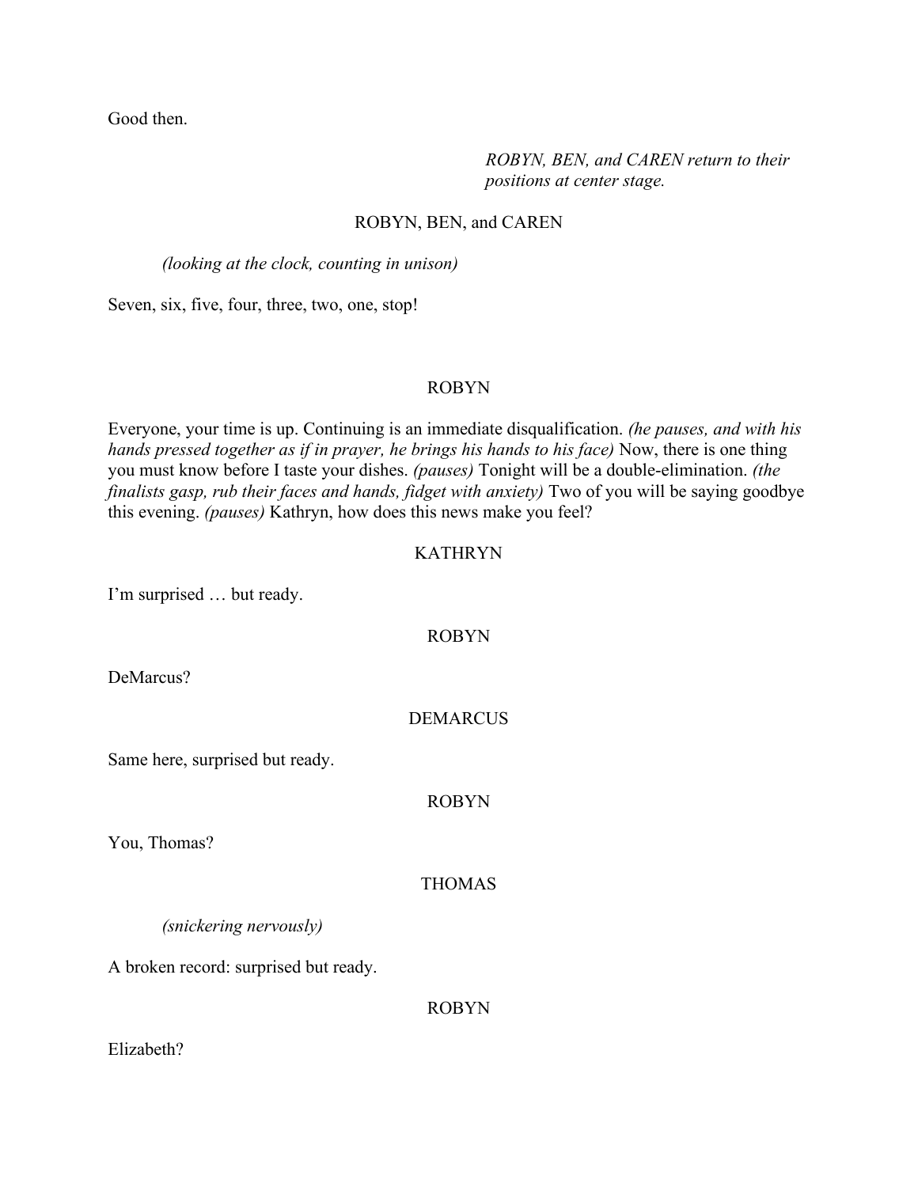Good then.

*ROBYN, BEN, and CAREN return to their positions at center stage.*

ROBYN, BEN, and CAREN

*(looking at the clock, counting in unison)*

Seven, six, five, four, three, two, one, stop!

ROBYN

Everyone, your time is up. Continuing is an immediate disqualification. *(he pauses, and with his hands pressed together as if in prayer, he brings his hands to his face)* Now, there is one thing you must know before I taste your dishes. *(pauses)* Tonight will be a double-elimination. *(the finalists gasp, rub their faces and hands, fidget with anxiety)* Two of you will be saying goodbye this evening. *(pauses)* Kathryn, how does this news make you feel?

KATHRYN

I'm surprised … but ready.

ROBYN

DeMarcus?

DEMARCUS

Same here, surprised but ready.

ROBYN

You, Thomas?

THOMAS

*(snickering nervously)*

A broken record: surprised but ready.

ROBYN

Elizabeth?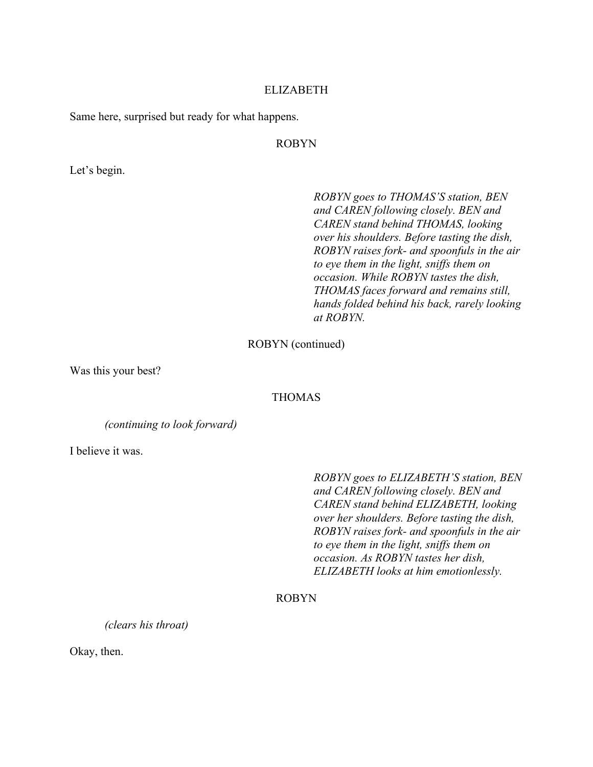ELIZABETH

Same here, surprised but ready for what happens.

ROBYN

Let's begin.

*ROBYN goes to THOMAS'S station, BEN and CAREN following closely. BEN and CAREN stand behind THOMAS, looking over his shoulders. Before tasting the dish, ROBYN raises fork- and spoonfuls in the air to eye them in the light, sniffs them on occasion. While ROBYN tastes the dish, THOMAS faces forward and remains still, hands folded behind his back, rarely looking at ROBYN.*

ROBYN (continued)

Was this your best?

THOMAS

*(continuing to look forward)*

I believe it was.

*ROBYN goes to ELIZABETH'S station, BEN and CAREN following closely. BEN and CAREN stand behind ELIZABETH, looking over her shoulders. Before tasting the dish, ROBYN raises fork- and spoonfuls in the air to eye them in the light, sniffs them on occasion. As ROBYN tastes her dish, ELIZABETH looks at him emotionlessly.*

ROBYN

*(clears his throat)*

Okay, then.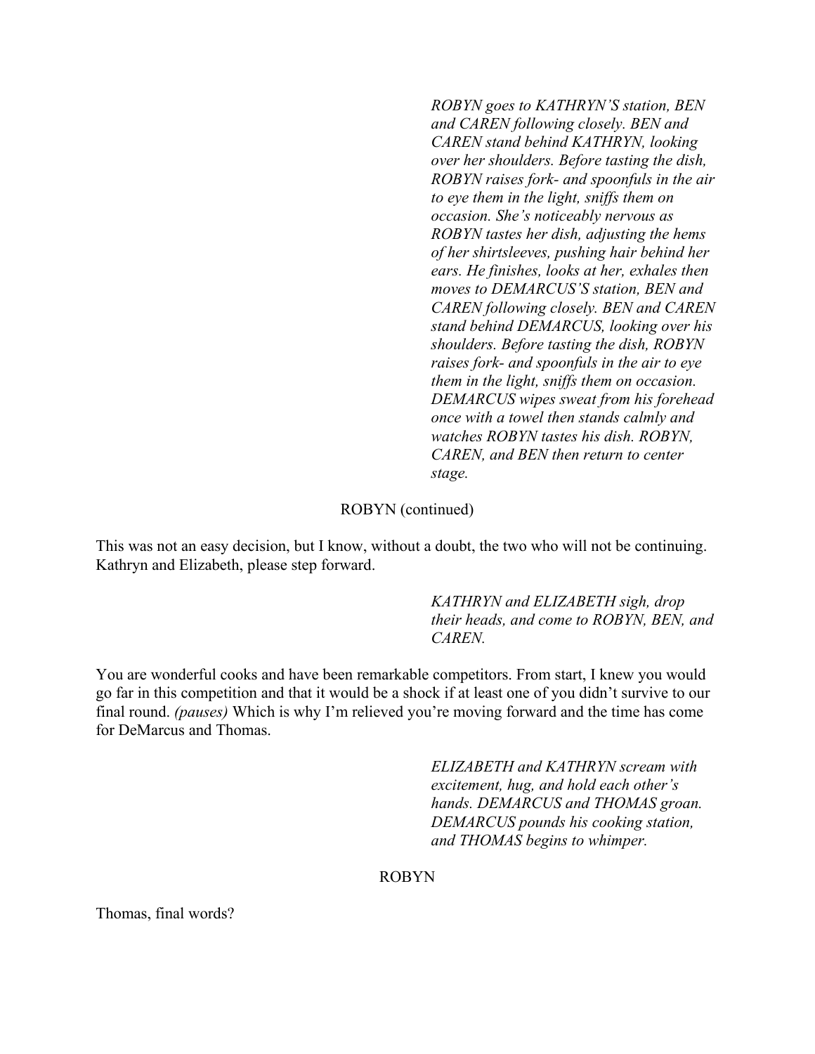*ROBYN goes to KATHRYN'S station, BEN and CAREN following closely. BEN and CAREN stand behind KATHRYN, looking over her shoulders. Before tasting the dish, ROBYN raises fork- and spoonfuls in the air to eye them in the light, sniffs them on occasion. She's noticeably nervous as ROBYN tastes her dish, adjusting the hems of her shirtsleeves, pushing hair behind her ears. He finishes, looks at her, exhales then moves to DEMARCUS'S station, BEN and CAREN following closely. BEN and CAREN stand behind DEMARCUS, looking over his shoulders. Before tasting the dish, ROBYN raises fork- and spoonfuls in the air to eye them in the light, sniffs them on occasion. DEMARCUS wipes sweat from his forehead once with a towel then stands calmly and watches ROBYN tastes his dish. ROBYN, CAREN, and BEN then return to center stage.*

ROBYN (continued)

This was not an easy decision, but I know, without a doubt, the two who will not be continuing. Kathryn and Elizabeth, please step forward.

*KATHRYN and ELIZABETH sigh, drop their heads, and come to ROBYN, BEN, and CAREN.*

You are wonderful cooks and have been remarkable competitors. From start, I knew you would go far in this competition and that it would be a shock if at least one of you didn't survive to our final round. *(pauses)* Which is why I'm relieved you're moving forward and the time has come for DeMarcus and Thomas.

*ELIZABETH and KATHRYN scream with excitement, hug, and hold each other's hands. DEMARCUS and THOMAS groan. DEMARCUS pounds his cooking station, and THOMAS begins to whimper.*

ROBYN

Thomas, final words?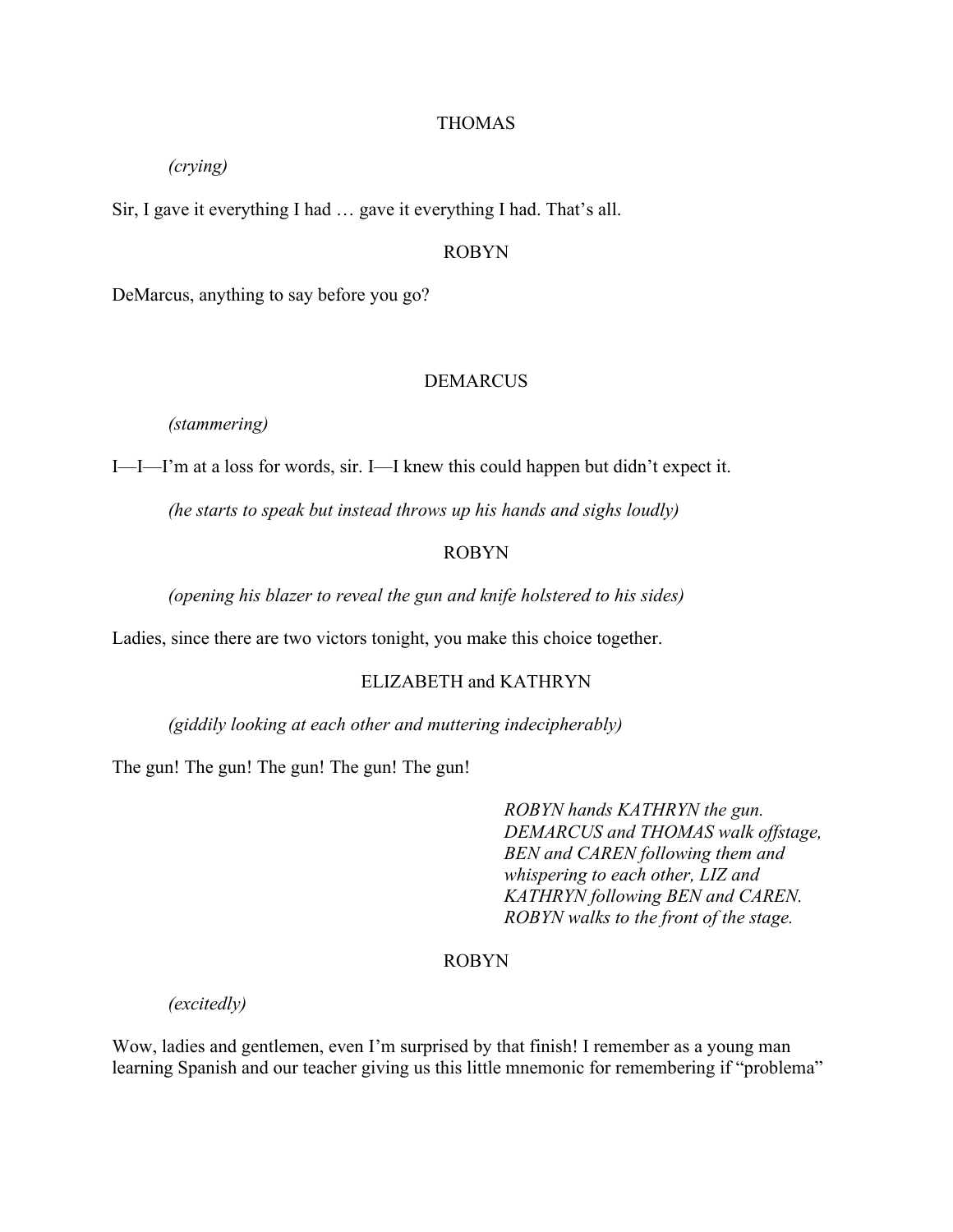THOMAS

*(crying)*

Sir, I gave it everything I had … gave it everything I had. That's all.

ROBYN

DeMarcus, anything to say before you go?

DEMARCUS

*(stammering)*

I—I—I'm at a loss for words, sir. I—I knew this could happen but didn't expect it.

*(he starts to speak but instead throws up his hands and sighs loudly)*

ROBYN

*(opening his blazer to reveal the gun and knife holstered to his sides)*

Ladies, since there are two victors tonight, you make this choice together.

ELIZABETH and KATHRYN

*(giddily looking at each other and muttering indecipherably)*

The gun! The gun! The gun! The gun! The gun!

*ROBYN hands KATHRYN the gun. DEMARCUS and THOMAS walk offstage, BEN and CAREN following them and whispering to each other, LIZ and KATHRYN following BEN and CAREN. ROBYN walks to the front of the stage.*

ROBYN

*(excitedly)*

Wow, ladies and gentlemen, even I'm surprised by that finish! I remember as a young man learning Spanish and our teacher giving us this little mnemonic for remembering if "problema"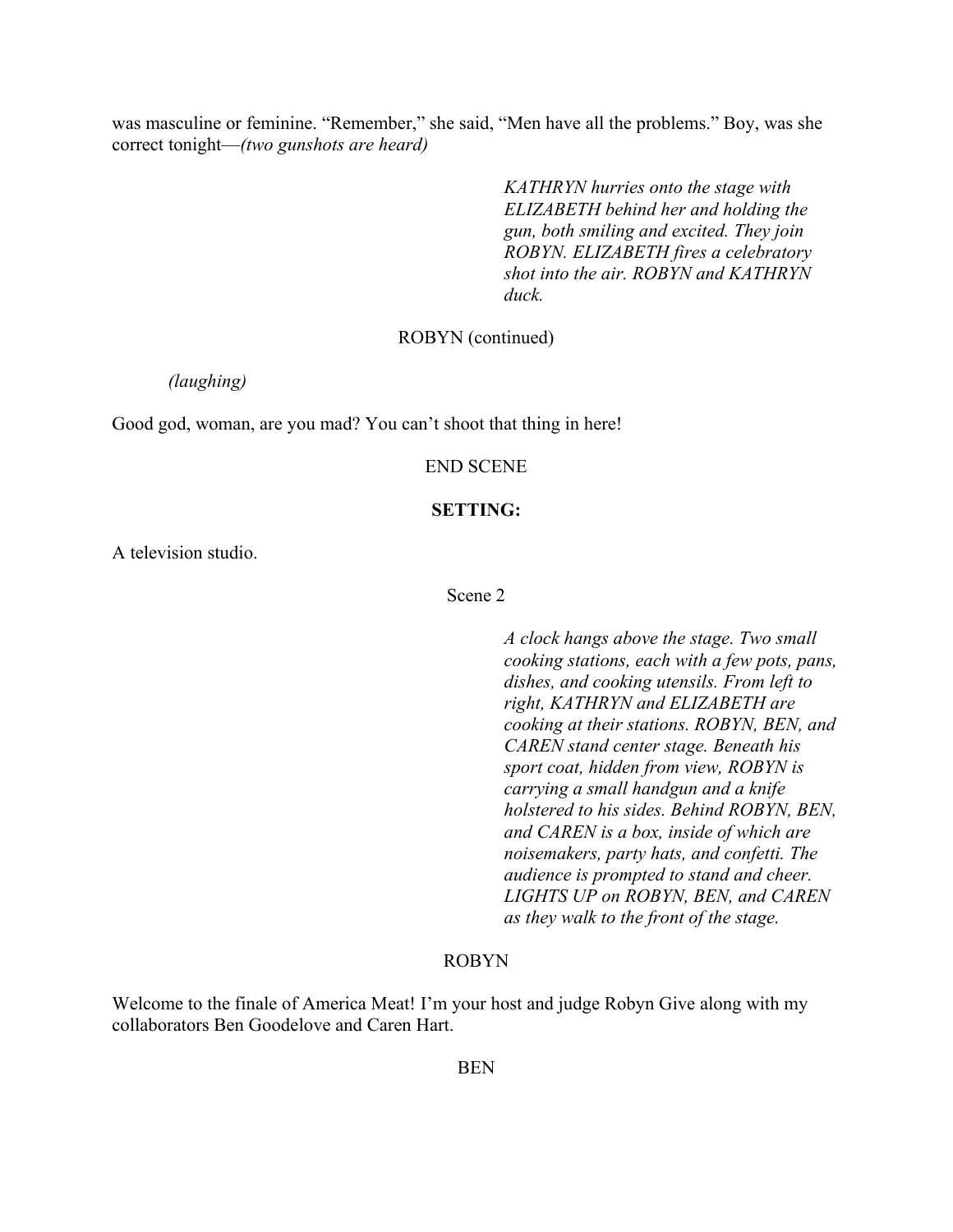was masculine or feminine. "Remember," she said, "Men have all the problems." Boy, was she correct tonight—*(two gunshots are heard)*

*KATHRYN hurries onto the stage with ELIZABETH behind her and holding the gun, both smiling and excited. They join ROBYN. ELIZABETH fires a celebratory shot into the air. ROBYN and KATHRYN duck.*

ROBYN (continued)

*(laughing)*

Good god, woman, are you mad? You can't shoot that thing in here!

END SCENE

**SETTING:**

A television studio.

Scene 2

*A clock hangs above the stage. Two small cooking stations, each with a few pots, pans, dishes, and cooking utensils. From left to right, KATHRYN and ELIZABETH are cooking at their stations. ROBYN, BEN, and CAREN stand center stage. Beneath his sport coat, hidden from view, ROBYN is carrying a small handgun and a knife holstered to his sides. Behind ROBYN, BEN, and CAREN is a box, inside of which are noisemakers, party hats, and confetti. The audience is prompted to stand and cheer. LIGHTS UP on ROBYN, BEN, and CAREN as they walk to the front of the stage.*

ROBYN

Welcome to the finale of America Meat! I'm your host and judge Robyn Give along with my collaborators Ben Goodelove and Caren Hart.

BEN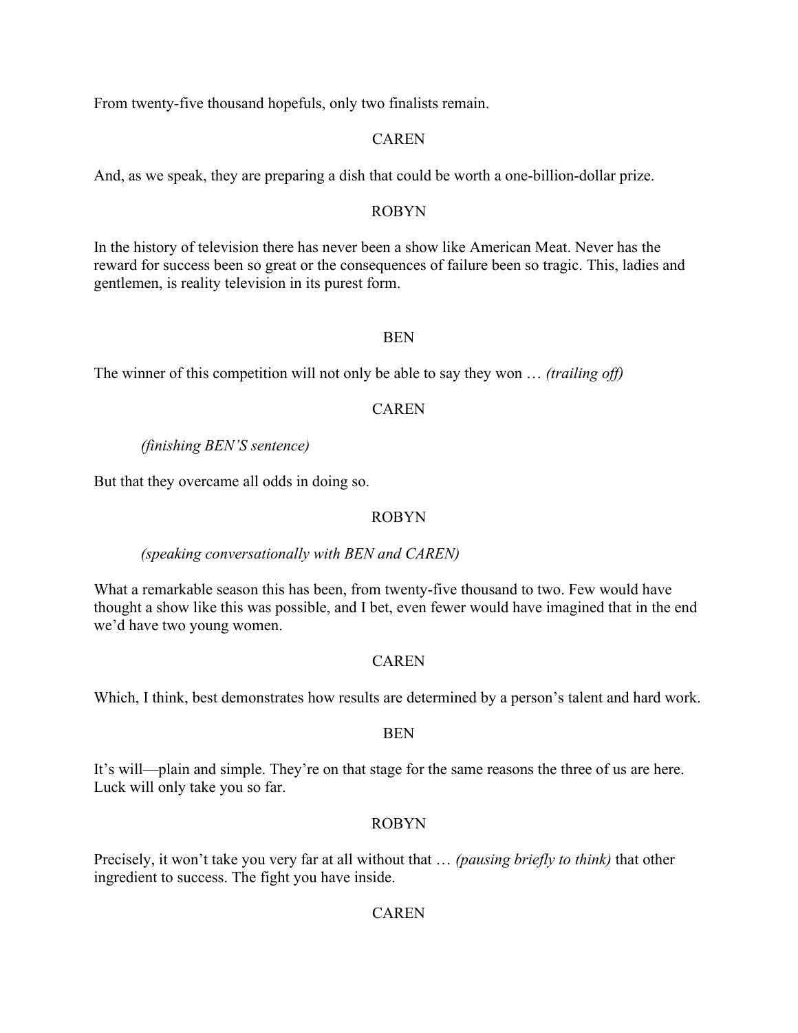From twenty-five thousand hopefuls, only two finalists remain.

CAREN

And, as we speak, they are preparing a dish that could be worth a one-billion-dollar prize.

ROBYN

In the history of television there has never been a show like American Meat. Never has the reward for success been so great or the consequences of failure been so tragic. This, ladies and gentlemen, is reality television in its purest form.

BEN

The winner of this competition will not only be able to say they won … *(trailing off)*

CAREN

*(finishing BEN'S sentence)*

But that they overcame all odds in doing so.

ROBYN

*(speaking conversationally with BEN and CAREN)*

What a remarkable season this has been, from twenty-five thousand to two. Few would have thought a show like this was possible, and I bet, even fewer would have imagined that in the end we'd have two young women.

CAREN

Which, I think, best demonstrates how results are determined by a person's talent and hard work.

BEN

It's will—plain and simple. They're on that stage for the same reasons the three of us are here. Luck will only take you so far.

ROBYN

Precisely, it won't take you very far at all without that … *(pausing briefly to think)* that other ingredient to success. The fight you have inside.

CAREN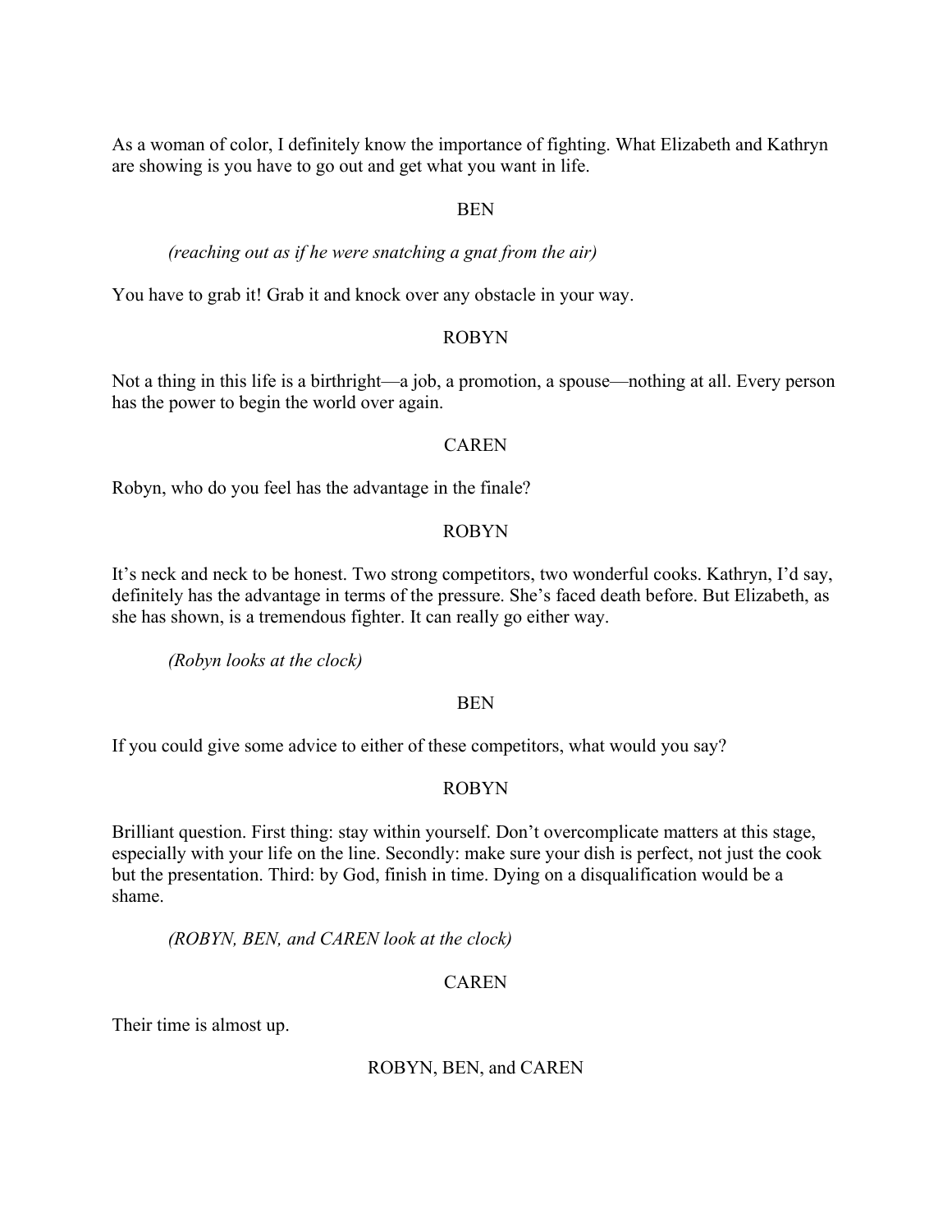As a woman of color, I definitely know the importance of fighting. What Elizabeth and Kathryn are showing is you have to go out and get what you want in life.

BEN

*(reaching out as if he were snatching a gnat from the air)*

You have to grab it! Grab it and knock over any obstacle in your way.

ROBYN

Not a thing in this life is a birthright—a job, a promotion, a spouse—nothing at all. Every person has the power to begin the world over again.

CAREN

Robyn, who do you feel has the advantage in the finale?

ROBYN

It's neck and neck to be honest. Two strong competitors, two wonderful cooks. Kathryn, I'd say, definitely has the advantage in terms of the pressure. She's faced death before. But Elizabeth, as she has shown, is a tremendous fighter. It can really go either way.

*(Robyn looks at the clock)*

BEN

If you could give some advice to either of these competitors, what would you say?

ROBYN

Brilliant question. First thing: stay within yourself. Don't overcomplicate matters at this stage, especially with your life on the line. Secondly: make sure your dish is perfect, not just the cook but the presentation. Third: by God, finish in time. Dying on a disqualification would be a shame.

*(ROBYN, BEN, and CAREN look at the clock)*

CAREN

Their time is almost up.

ROBYN, BEN, and CAREN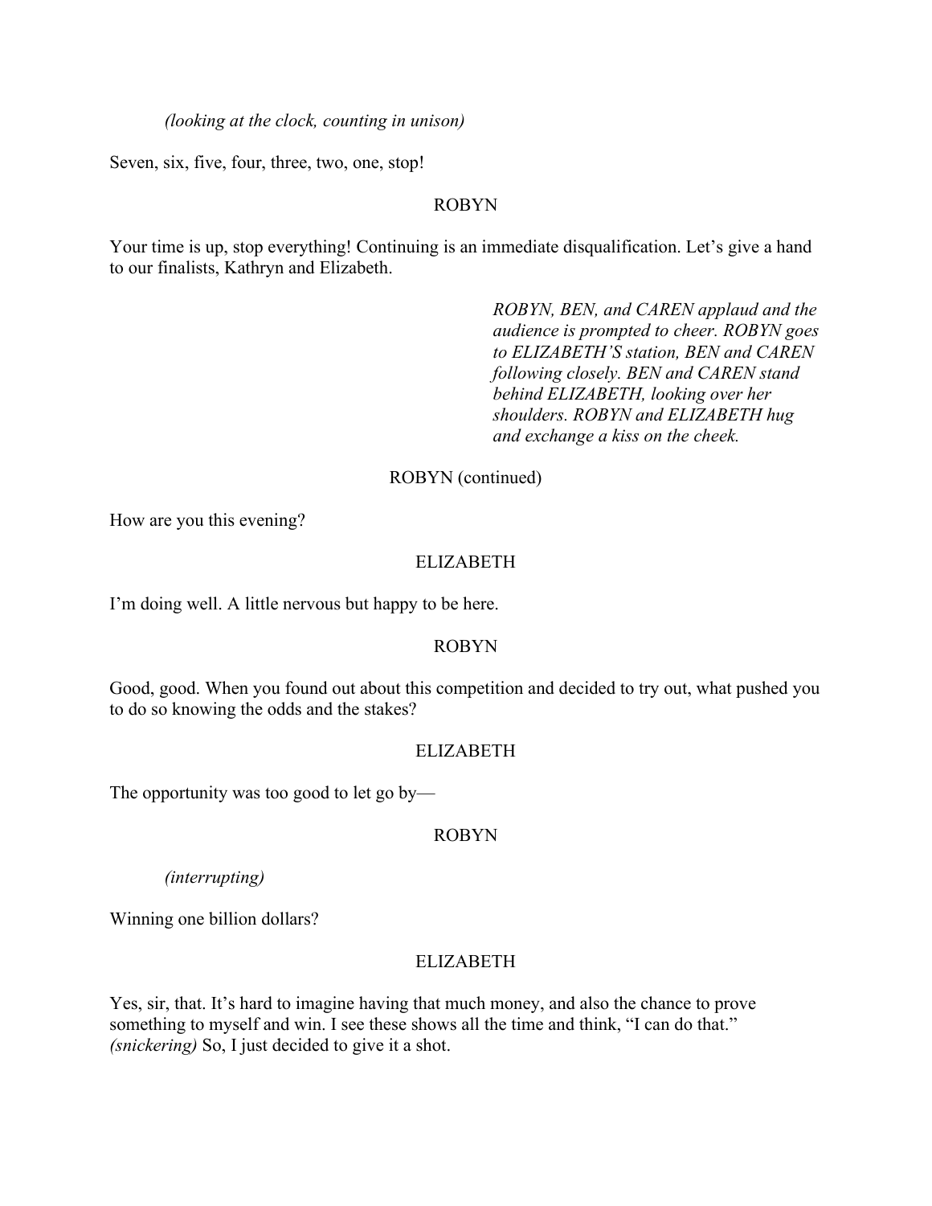*(looking at the clock, counting in unison)*

Seven, six, five, four, three, two, one, stop!

ROBYN

Your time is up, stop everything! Continuing is an immediate disqualification. Let's give a hand to our finalists, Kathryn and Elizabeth.

*ROBYN, BEN, and CAREN applaud and the audience is prompted to cheer. ROBYN goes to ELIZABETH'S station, BEN and CAREN following closely. BEN and CAREN stand behind ELIZABETH, looking over her shoulders. ROBYN and ELIZABETH hug and exchange a kiss on the cheek.*

ROBYN (continued)

How are you this evening?

ELIZABETH

I'm doing well. A little nervous but happy to be here.

ROBYN

Good, good. When you found out about this competition and decided to try out, what pushed you to do so knowing the odds and the stakes?

ELIZABETH

The opportunity was too good to let go by—

ROBYN

*(interrupting)*

Winning one billion dollars?

ELIZABETH

Yes, sir, that. It's hard to imagine having that much money, and also the chance to prove something to myself and win. I see these shows all the time and think, "I can do that." *(snickering)* So, I just decided to give it a shot.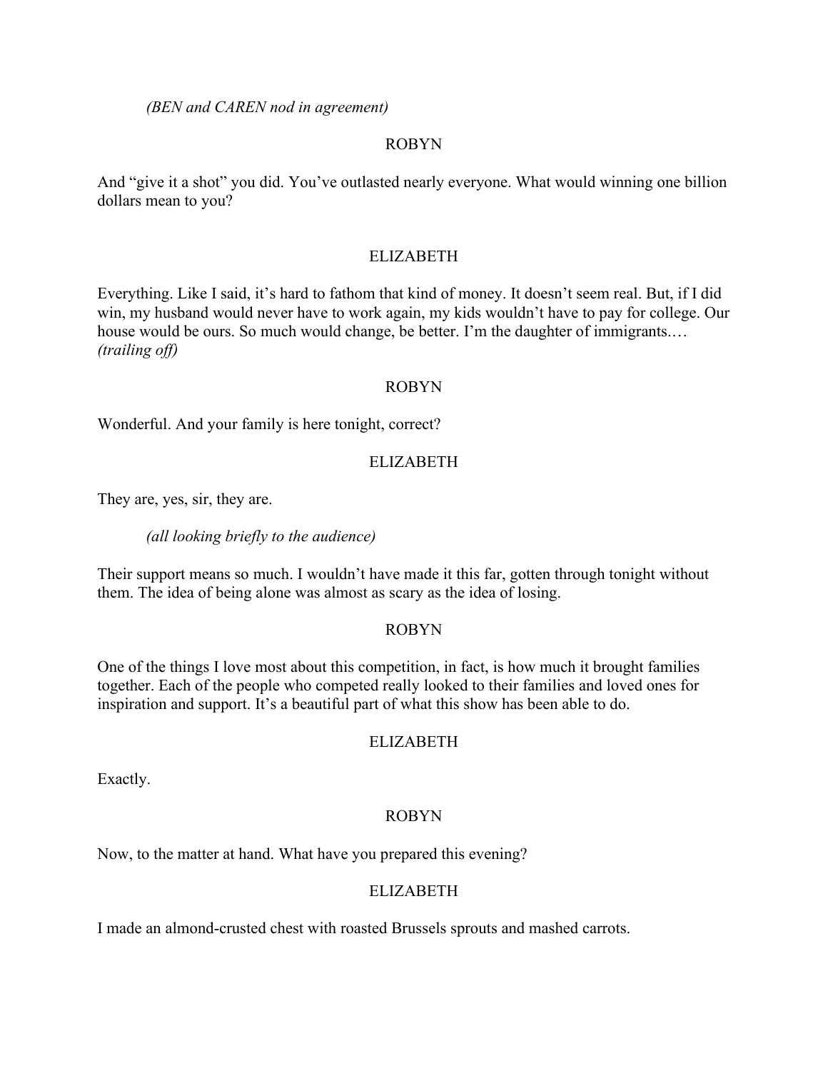*(BEN and CAREN nod in agreement)*

ROBYN

And "give it a shot" you did. You've outlasted nearly everyone. What would winning one billion dollars mean to you?

ELIZABETH

Everything. Like I said, it's hard to fathom that kind of money. It doesn't seem real. But, if I did win, my husband would never have to work again, my kids wouldn't have to pay for college. Our house would be ours. So much would change, be better. I'm the daughter of immigrants.… *(trailing off)*

ROBYN

Wonderful. And your family is here tonight, correct?

ELIZABETH

They are, yes, sir, they are.

*(all looking briefly to the audience)*

Their support means so much. I wouldn't have made it this far, gotten through tonight without them. The idea of being alone was almost as scary as the idea of losing.

ROBYN

One of the things I love most about this competition, in fact, is how much it brought families together. Each of the people who competed really looked to their families and loved ones for inspiration and support. It's a beautiful part of what this show has been able to do.

ELIZABETH

Exactly.

ROBYN

Now, to the matter at hand. What have you prepared this evening?

ELIZABETH

I made an almond-crusted chest with roasted Brussels sprouts and mashed carrots.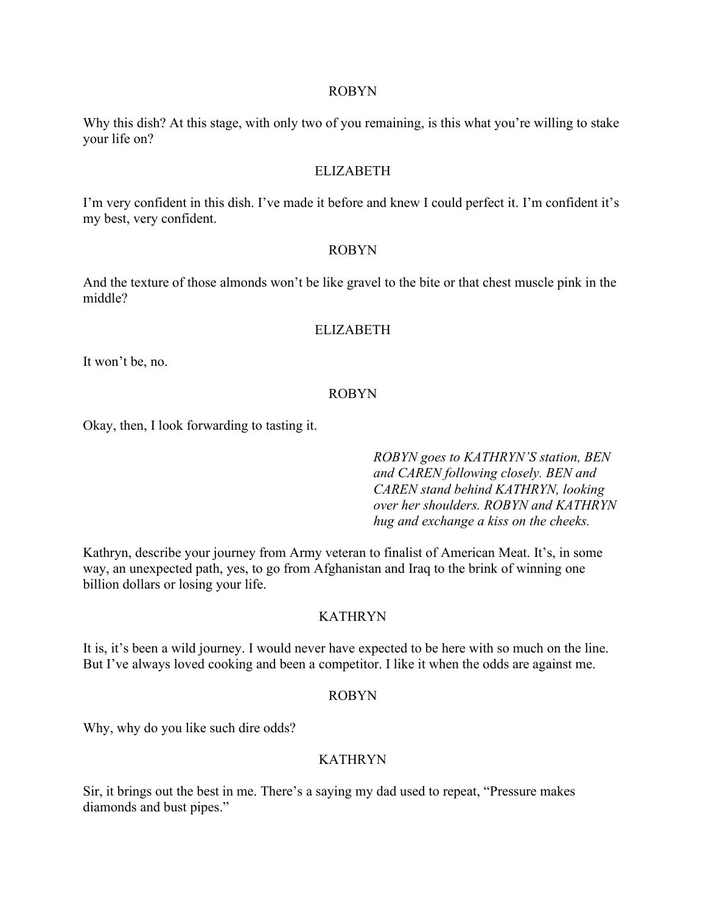ROBYN

Why this dish? At this stage, with only two of you remaining, is this what you're willing to stake your life on?

ELIZABETH

I'm very confident in this dish. I've made it before and knew I could perfect it. I'm confident it's my best, very confident.

ROBYN

And the texture of those almonds won't be like gravel to the bite or that chest muscle pink in the middle?

ELIZABETH

It won't be, no.

ROBYN

Okay, then, I look forwarding to tasting it.

*ROBYN goes to KATHRYN'S station, BEN and CAREN following closely. BEN and CAREN stand behind KATHRYN, looking over her shoulders. ROBYN and KATHRYN hug and exchange a kiss on the cheeks.*

Kathryn, describe your journey from Army veteran to finalist of American Meat. It's, in some way, an unexpected path, yes, to go from Afghanistan and Iraq to the brink of winning one billion dollars or losing your life.

KATHRYN

It is, it's been a wild journey. I would never have expected to be here with so much on the line. But I've always loved cooking and been a competitor. I like it when the odds are against me.

ROBYN

Why, why do you like such dire odds?

KATHRYN

Sir, it brings out the best in me. There's a saying my dad used to repeat, "Pressure makes diamonds and bust pipes."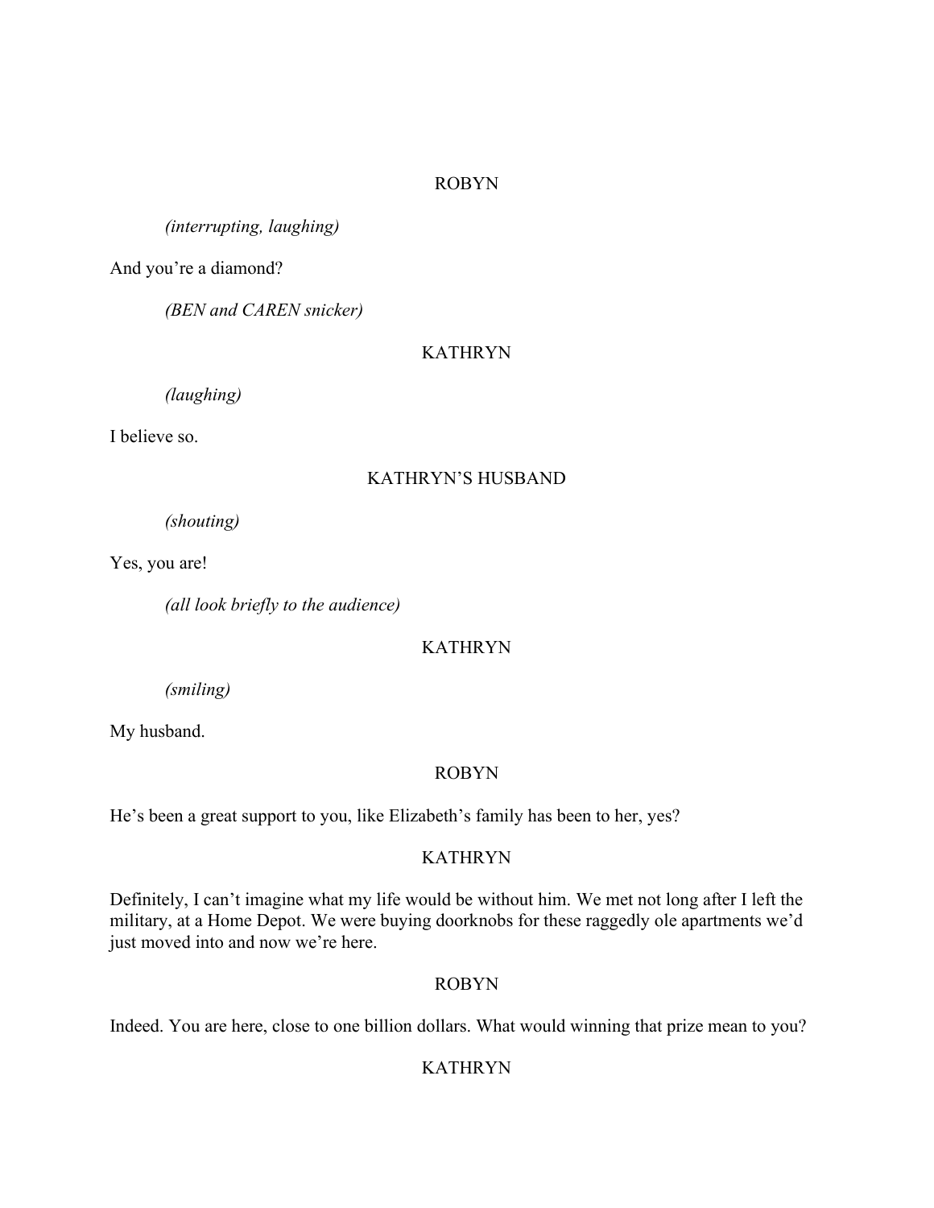ROBYN

*(interrupting, laughing)*

And you're a diamond?

*(BEN and CAREN snicker)*

KATHRYN

*(laughing)*

I believe so.

KATHRYN'S HUSBAND

*(shouting)*

Yes, you are!

*(all look briefly to the audience)*

KATHRYN

*(smiling)*

My husband.

ROBYN

He's been a great support to you, like Elizabeth's family has been to her, yes?

KATHRYN

Definitely, I can't imagine what my life would be without him. We met not long after I left the military, at a Home Depot. We were buying doorknobs for these raggedly ole apartments we'd just moved into and now we're here.

ROBYN

Indeed. You are here, close to one billion dollars. What would winning that prize mean to you?

KATHRYN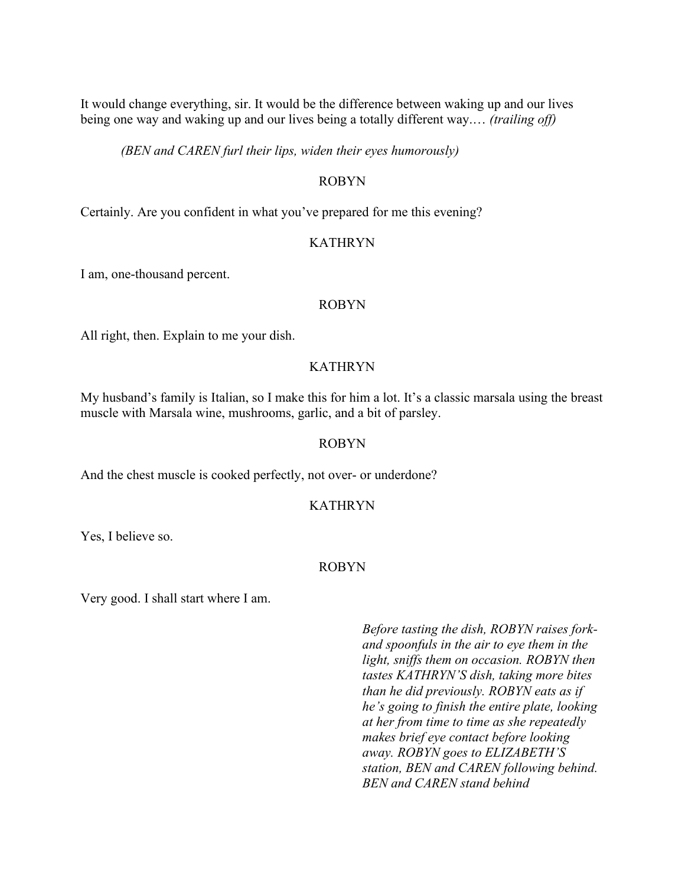It would change everything, sir. It would be the difference between waking up and our lives being one way and waking up and our lives being a totally different way…. *(trailing off)*

*(BEN and CAREN furl their lips, widen their eyes humorously)*

ROBYN

Certainly. Are you confident in what you've prepared for me this evening?

KATHRYN

I am, one-thousand percent.

ROBYN

All right, then. Explain to me your dish.

KATHRYN

My husband's family is Italian, so I make this for him a lot. It's a classic marsala using the breast muscle with Marsala wine, mushrooms, garlic, and a bit of parsley.

ROBYN

And the chest muscle is cooked perfectly, not over- or underdone?

KATHRYN

Yes, I believe so.

ROBYN

Very good. I shall start where I am.

*Before tasting the dish, ROBYN raises fork- and spoonfuls in the air to eye them in the light, sniffs them on occasion. ROBYN then tastes KATHRYN'S dish, taking more bites than he did previously. ROBYN eats as if he's going to finish the entire plate, looking at her from time to time as she repeatedly makes brief eye contact before looking away. ROBYN goes to ELIZABETH'S station, BEN and CAREN following behind. BEN and CAREN stand behind*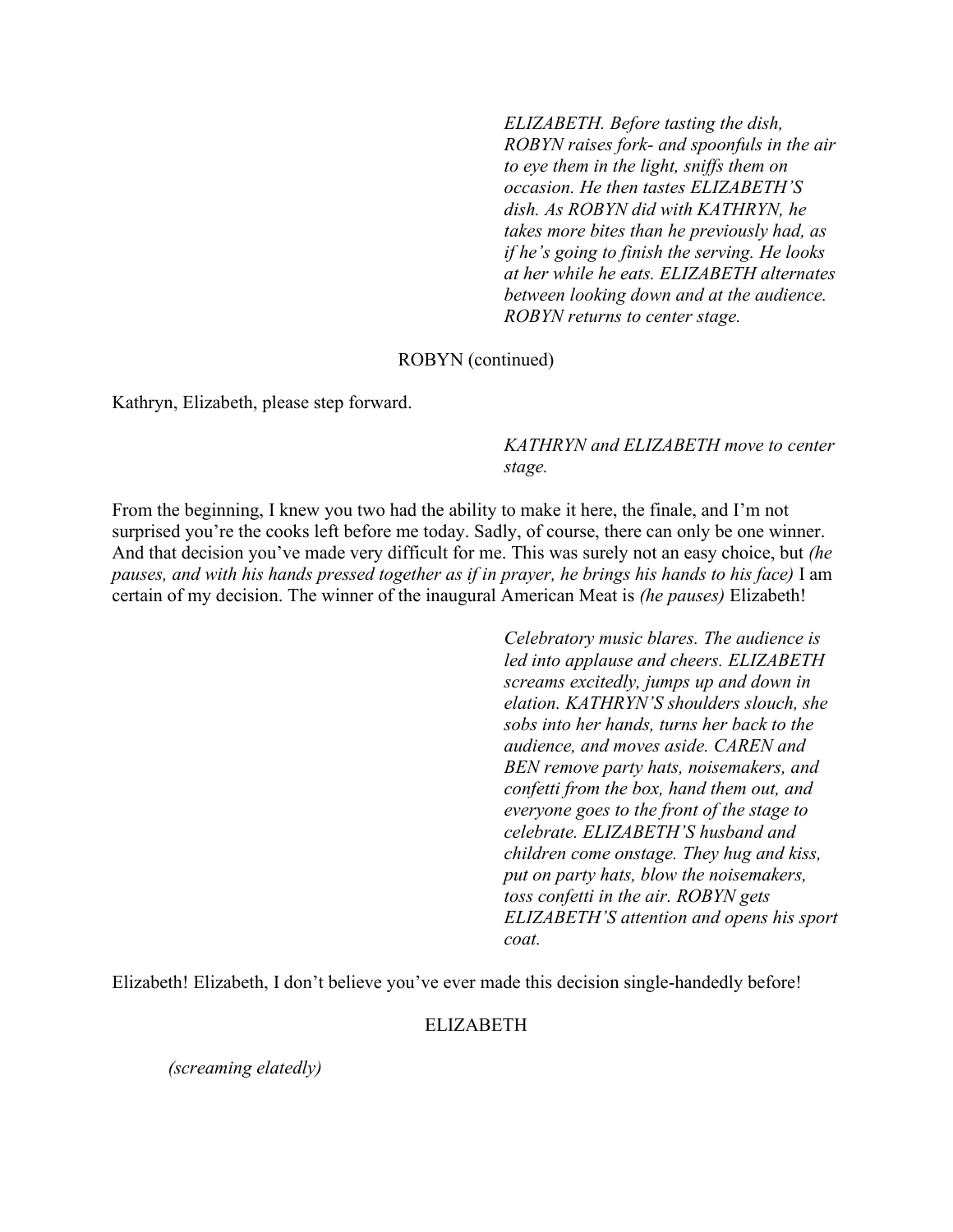*ELIZABETH. Before tasting the dish, ROBYN raises fork- and spoonfuls in the air to eye them in the light, sniffs them on occasion. He then tastes ELIZABETH'S dish. As ROBYN did with KATHRYN, he takes more bites than he previously had, as if he's going to finish the serving. He looks at her while he eats. ELIZABETH alternates between looking down and at the audience. ROBYN returns to center stage.*

ROBYN (continued)

Kathryn, Elizabeth, please step forward.

*KATHRYN and ELIZABETH move to center stage.*

From the beginning, I knew you two had the ability to make it here, the finale, and I'm not surprised you're the cooks left before me today. Sadly, of course, there can only be one winner. And that decision you've made very difficult for me. This was surely not an easy choice, but *(he pauses, and with his hands pressed together as if in prayer, he brings his hands to his face)* I am certain of my decision. The winner of the inaugural American Meat is *(he pauses)* Elizabeth!

*Celebratory music blares. The audience is led into applause and cheers. ELIZABETH screams excitedly, jumps up and down in elation. KATHRYN'S shoulders slouch, she sobs into her hands, turns her back to the audience, and moves aside. CAREN and BEN remove party hats, noisemakers, and confetti from the box, hand them out, and everyone goes to the front of the stage to celebrate. ELIZABETH'S husband and children come onstage. They hug and kiss, put on party hats, blow the noisemakers, toss confetti in the air. ROBYN gets ELIZABETH'S attention and opens his sport coat.*

Elizabeth! Elizabeth, I don't believe you've ever made this decision single-handedly before!

ELIZABETH

*(screaming elatedly)*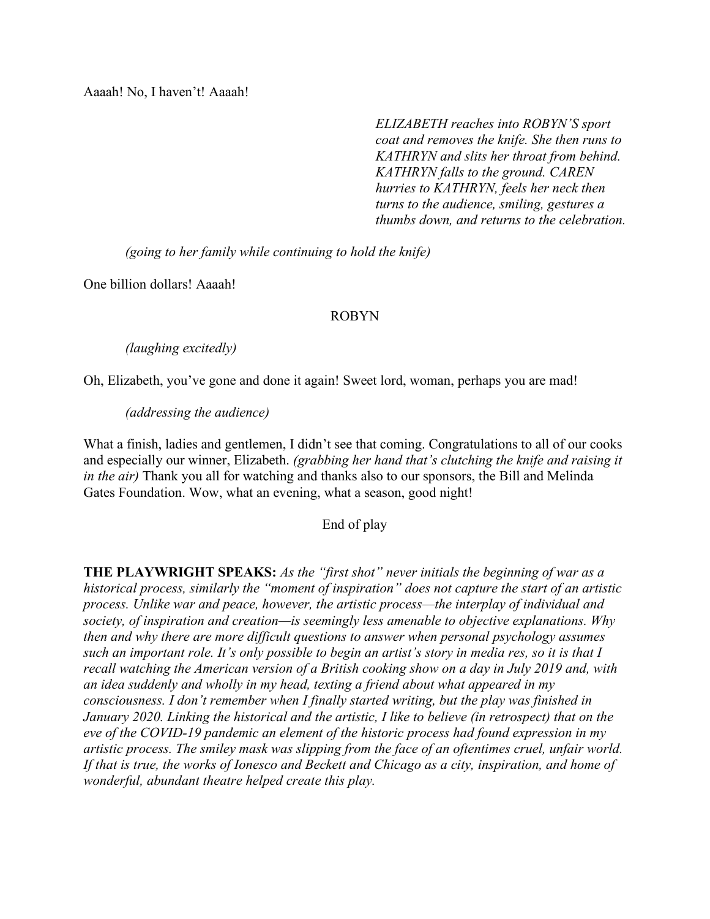Aaaah! No, I haven't! Aaaah!

*ELIZABETH reaches into ROBYN'S sport coat and removes the knife. She then runs to KATHRYN and slits her throat from behind. KATHRYN falls to the ground. CAREN hurries to KATHRYN, feels her neck then turns to the audience, smiling, gestures a thumbs down, and returns to the celebration.*

*(going to her family while continuing to hold the knife)*

One billion dollars! Aaaah!

ROBYN

*(laughing excitedly)*

Oh, Elizabeth, you've gone and done it again! Sweet lord, woman, perhaps you are mad!

*(addressing the audience)*

What a finish, ladies and gentlemen, I didn't see that coming. Congratulations to all of our cooks and especially our winner, Elizabeth. *(grabbing her hand that's clutching the knife and raising it in the air)* Thank you all for watching and thanks also to our sponsors, the Bill and Melinda Gates Foundation. Wow, what an evening, what a season, good night!

End of play

**THE PLAYWRIGHT SPEAKS:** *As the "first shot" never initials the beginning of war as a historical process, similarly the "moment of inspiration" does not capture the start of an artistic process. Unlike war and peace, however, the artistic process—the interplay of individual and society, of inspiration and creation—is seemingly less amenable to objective explanations. Why then and why there are more difficult questions to answer when personal psychology assumes such an important role. It's only possible to begin an artist's story in media res, so it is that I recall watching the American version of a British cooking show on a day in July 2019 and, with an idea suddenly and wholly in my head, texting a friend about what appeared in my consciousness. I don't remember when I finally started writing, but the play was finished in January 2020. Linking the historical and the artistic, I like to believe (in retrospect) that on the eve of the COVID-19 pandemic an element of the historic process had found expression in my artistic process. The smiley mask was slipping from the face of an oftentimes cruel, unfair world. If that is true, the works of Ionesco and Beckett and Chicago as a city, inspiration, and home of wonderful, abundant theatre helped create this play.*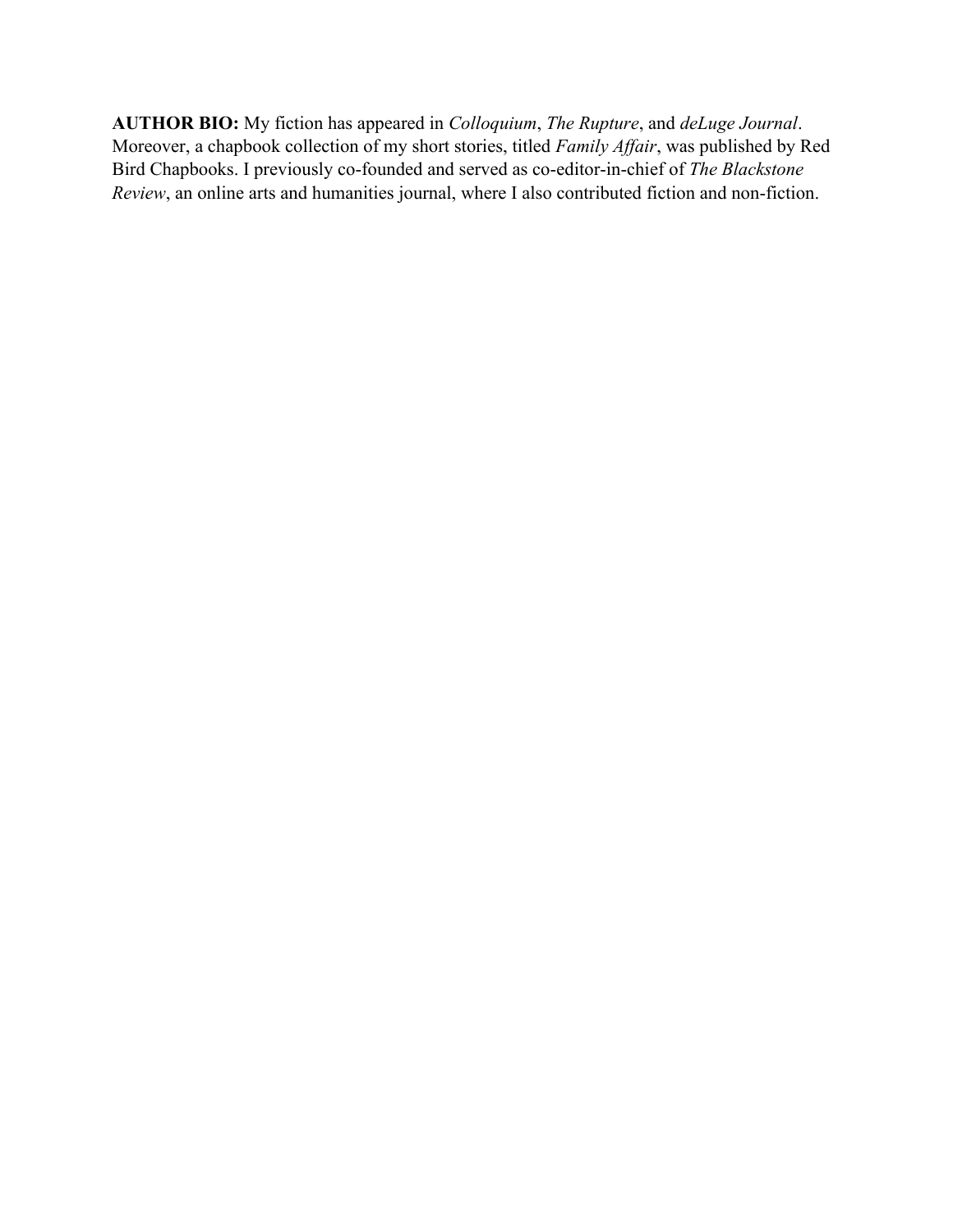**AUTHOR BIO:** My fiction has appeared in *Colloquium*, *The Rupture*, and *deLuge Journal*. Moreover, a chapbook collection of my short stories, titled *Family Affair*, was published by Red Bird Chapbooks. I previously co-founded and served as co-editor-in-chief of *The Blackstone Review*, an online arts and humanities journal, where I also contributed fiction and non-fiction.